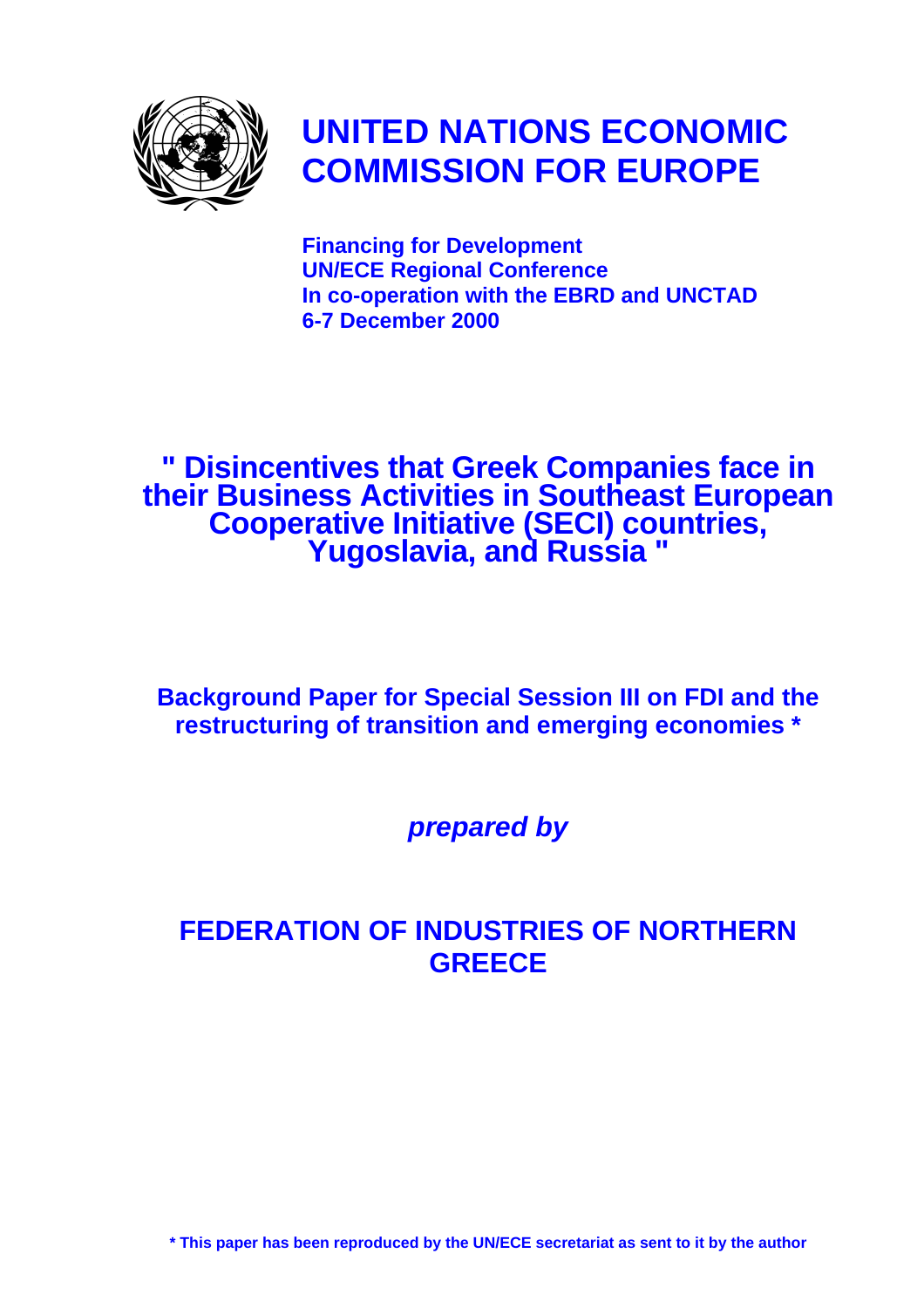# UNITED NATIONS ECONOMIC COMMISSION FOR EUROPE

**Financing for Development**
**UN/ECE Regional Conference**
**In co-operation with the EBRD and UNCTAD**
**6-7 December 2000**

# " Disincentives that Greek Companies face in their Business Activities in Southeast European Cooperative Initiative (SECI) countries, Yugoslavia, and Russia "

**Background Paper for Special Session III on FDI and the restructuring of transition and emerging economies ***

***prepared by***

## FEDERATION OF INDUSTRIES OF NORTHERN GREECE

**\* This paper has been reproduced by the UN/ECE secretariat as sent to it by the author**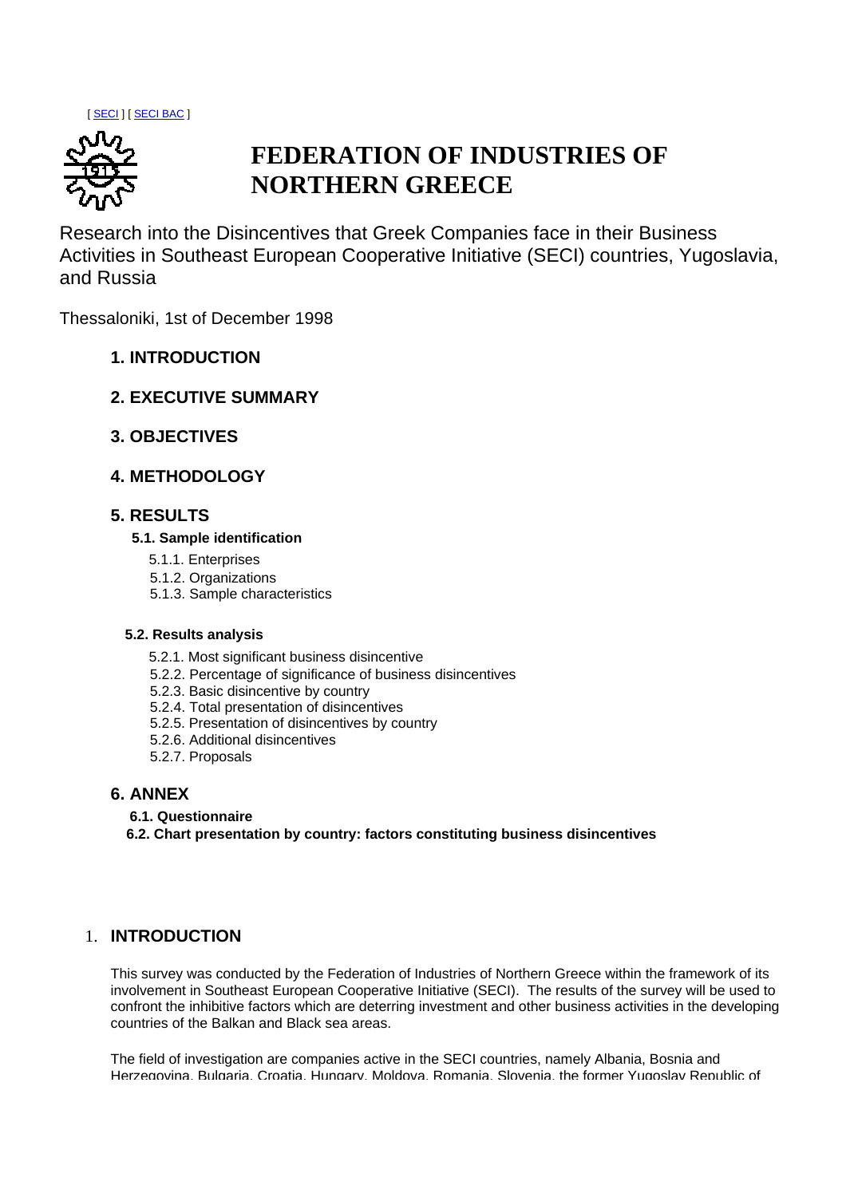[ SECI ] [ SECI BAC ]

# FEDERATION OF INDUSTRIES OF NORTHERN GREECE

Research into the Disincentives that Greek Companies face in their Business Activities in Southeast European Cooperative Initiative (SECI) countries, Yugoslavia, and Russia

Thessaloniki, 1st of December 1998

- **1. INTRODUCTION**
- **2. EXECUTIVE SUMMARY**
- **3. OBJECTIVES**
- **4. METHODOLOGY**
- **5. RESULTS**
  - **5.1. Sample identification**
    - 5.1.1. Enterprises
    - 5.1.2. Organizations
    - 5.1.3. Sample characteristics
  - **5.2. Results analysis**
    - 5.2.1. Most significant business disincentive
    - 5.2.2. Percentage of significance of business disincentives
    - 5.2.3. Basic disincentive by country
    - 5.2.4. Total presentation of disincentives
    - 5.2.5. Presentation of disincentives by country
    - 5.2.6. Additional disincentives
    - 5.2.7. Proposals
- **6. ANNEX**
  - **6.1. Questionnaire**
  - **6.2. Chart presentation by country: factors constituting business disincentives**

## 1. INTRODUCTION

This survey was conducted by the Federation of Industries of Northern Greece within the framework of its involvement in Southeast European Cooperative Initiative (SECI). The results of the survey will be used to confront the inhibitive factors which are deterring investment and other business activities in the developing countries of the Balkan and Black sea areas.

The field of investigation are companies active in the SECI countries, namely Albania, Bosnia and Herzegovina, Bulgaria, Croatia, Hungary, Moldova, Romania, Slovenia, the former Yugoslav Republic of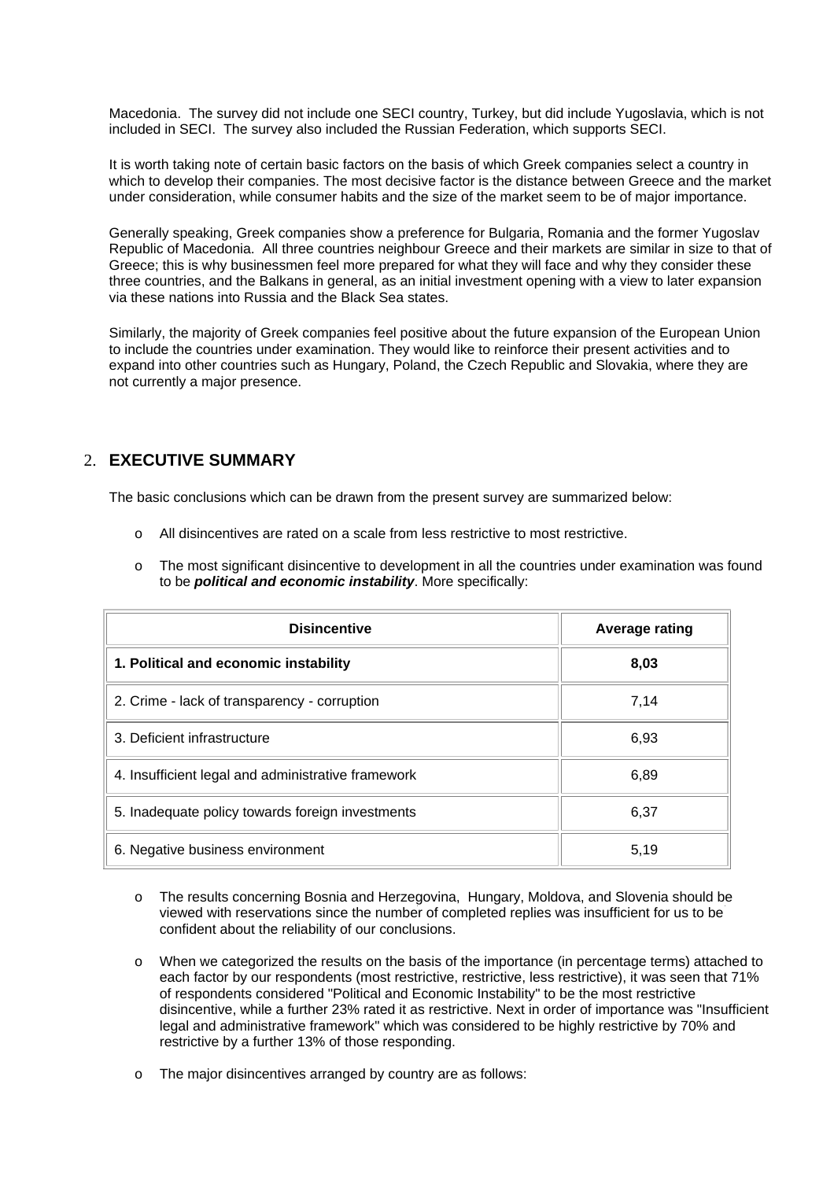Macedonia. The survey did not include one SECI country, Turkey, but did include Yugoslavia, which is not included in SECI. The survey also included the Russian Federation, which supports SECI.

It is worth taking note of certain basic factors on the basis of which Greek companies select a country in which to develop their companies. The most decisive factor is the distance between Greece and the market under consideration, while consumer habits and the size of the market seem to be of major importance.

Generally speaking, Greek companies show a preference for Bulgaria, Romania and the former Yugoslav Republic of Macedonia. All three countries neighbour Greece and their markets are similar in size to that of Greece; this is why businessmen feel more prepared for what they will face and why they consider these three countries, and the Balkans in general, as an initial investment opening with a view to later expansion via these nations into Russia and the Black Sea states.

Similarly, the majority of Greek companies feel positive about the future expansion of the European Union to include the countries under examination. They would like to reinforce their present activities and to expand into other countries such as Hungary, Poland, the Czech Republic and Slovakia, where they are not currently a major presence.

## 2. EXECUTIVE SUMMARY

The basic conclusions which can be drawn from the present survey are summarized below:

- All disincentives are rated on a scale from less restrictive to most restrictive.
- The most significant disincentive to development in all the countries under examination was found to be ***political and economic instability***. More specifically:

| Disincentive | Average rating |
|---|---|
| **1. Political and economic instability** | **8,03** |
| 2. Crime - lack of transparency - corruption | 7,14 |
| 3. Deficient infrastructure | 6,93 |
| 4. Insufficient legal and administrative framework | 6,89 |
| 5. Inadequate policy towards foreign investments | 6,37 |
| 6. Negative business environment | 5,19 |

- The results concerning Bosnia and Herzegovina, Hungary, Moldova, and Slovenia should be viewed with reservations since the number of completed replies was insufficient for us to be confident about the reliability of our conclusions.
- When we categorized the results on the basis of the importance (in percentage terms) attached to each factor by our respondents (most restrictive, restrictive, less restrictive), it was seen that 71% of respondents considered "Political and Economic Instability" to be the most restrictive disincentive, while a further 23% rated it as restrictive. Next in order of importance was "Insufficient legal and administrative framework" which was considered to be highly restrictive by 70% and restrictive by a further 13% of those responding.
- The major disincentives arranged by country are as follows: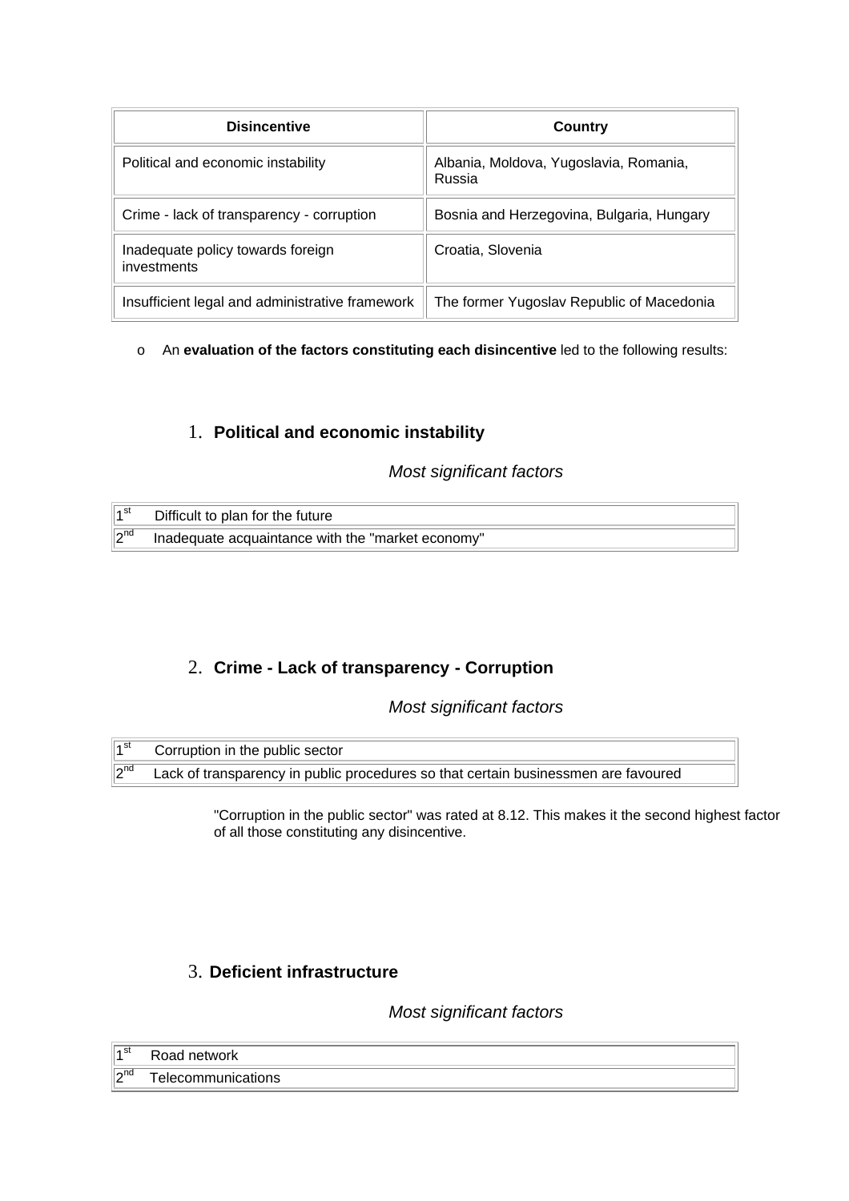| Disincentive | Country |
| --- | --- |
| Political and economic instability | Albania, Moldova, Yugoslavia, Romania, Russia |
| Crime - lack of transparency - corruption | Bosnia and Herzegovina, Bulgaria, Hungary |
| Inadequate policy towards foreign investments | Croatia, Slovenia |
| Insufficient legal and administrative framework | The former Yugoslav Republic of Macedonia |

- An **evaluation of the factors constituting each disincentive** led to the following results:

### 1. Political and economic instability

*Most significant factors*

| | |
| --- | --- |
| 1st | Difficult to plan for the future |
| 2nd | Inadequate acquaintance with the "market economy" |

### 2. Crime - Lack of transparency - Corruption

*Most significant factors*

| | |
| --- | --- |
| 1st | Corruption in the public sector |
| 2nd | Lack of transparency in public procedures so that certain businessmen are favoured |

"Corruption in the public sector" was rated at 8.12. This makes it the second highest factor of all those constituting any disincentive.

### 3. Deficient infrastructure

*Most significant factors*

| | |
| --- | --- |
| 1st | Road network |
| 2nd | Telecommunications |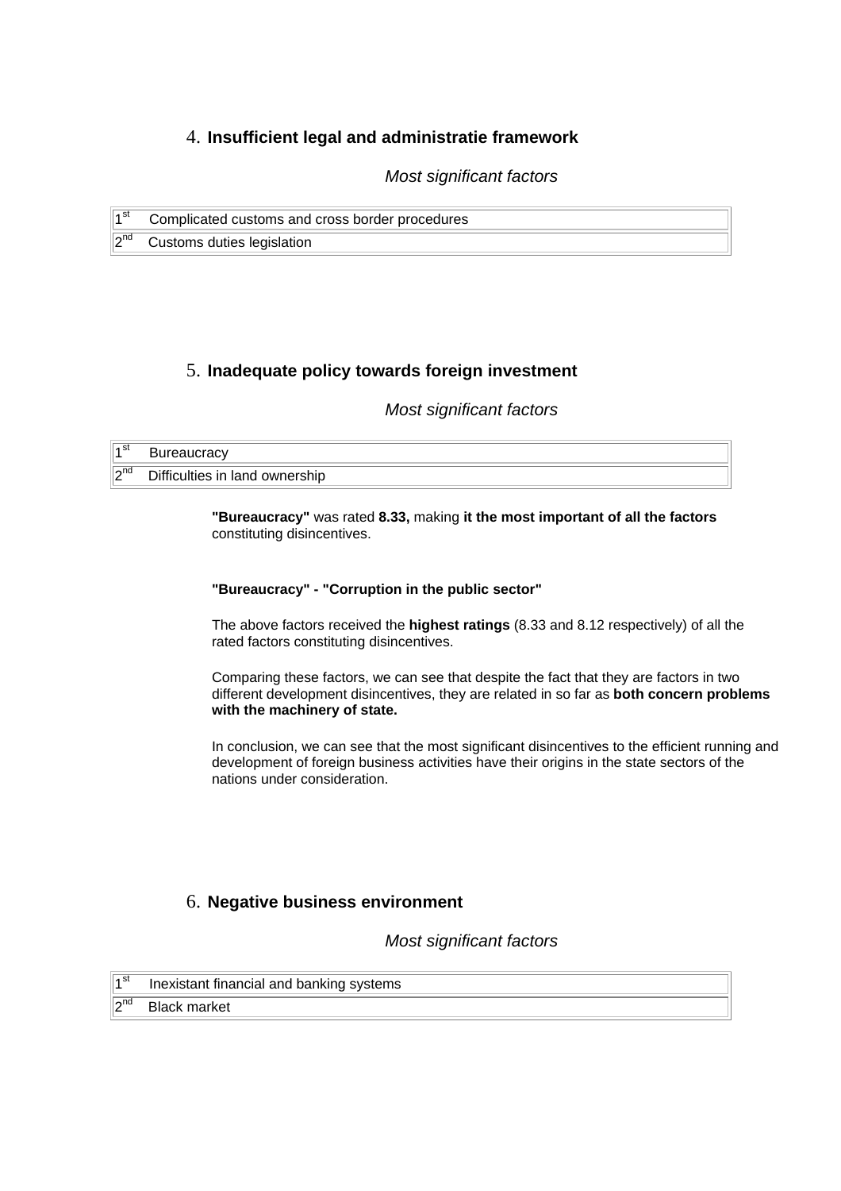## 4. **Insufficient legal and administratie framework**

*Most significant factors*

| | |
|---|---|
| 1st | Complicated customs and cross border procedures |
| 2nd | Customs duties legislation |

## 5. **Inadequate policy towards foreign investment**

*Most significant factors*

| | |
|---|---|
| 1st | Bureaucracy |
| 2nd | Difficulties in land ownership |

**"Bureaucracy"** was rated **8.33,** making **it the most important of all the factors** constituting disincentives.

**"Bureaucracy" - "Corruption in the public sector"**

The above factors received the **highest ratings** (8.33 and 8.12 respectively) of all the rated factors constituting disincentives.

Comparing these factors, we can see that despite the fact that they are factors in two different development disincentives, they are related in so far as **both concern problems with the machinery of state.**

In conclusion, we can see that the most significant disincentives to the efficient running and development of foreign business activities have their origins in the state sectors of the nations under consideration.

## 6. **Negative business environment**

*Most significant factors*

| | |
|---|---|
| 1st | Inexistant financial and banking systems |
| 2nd | Black market |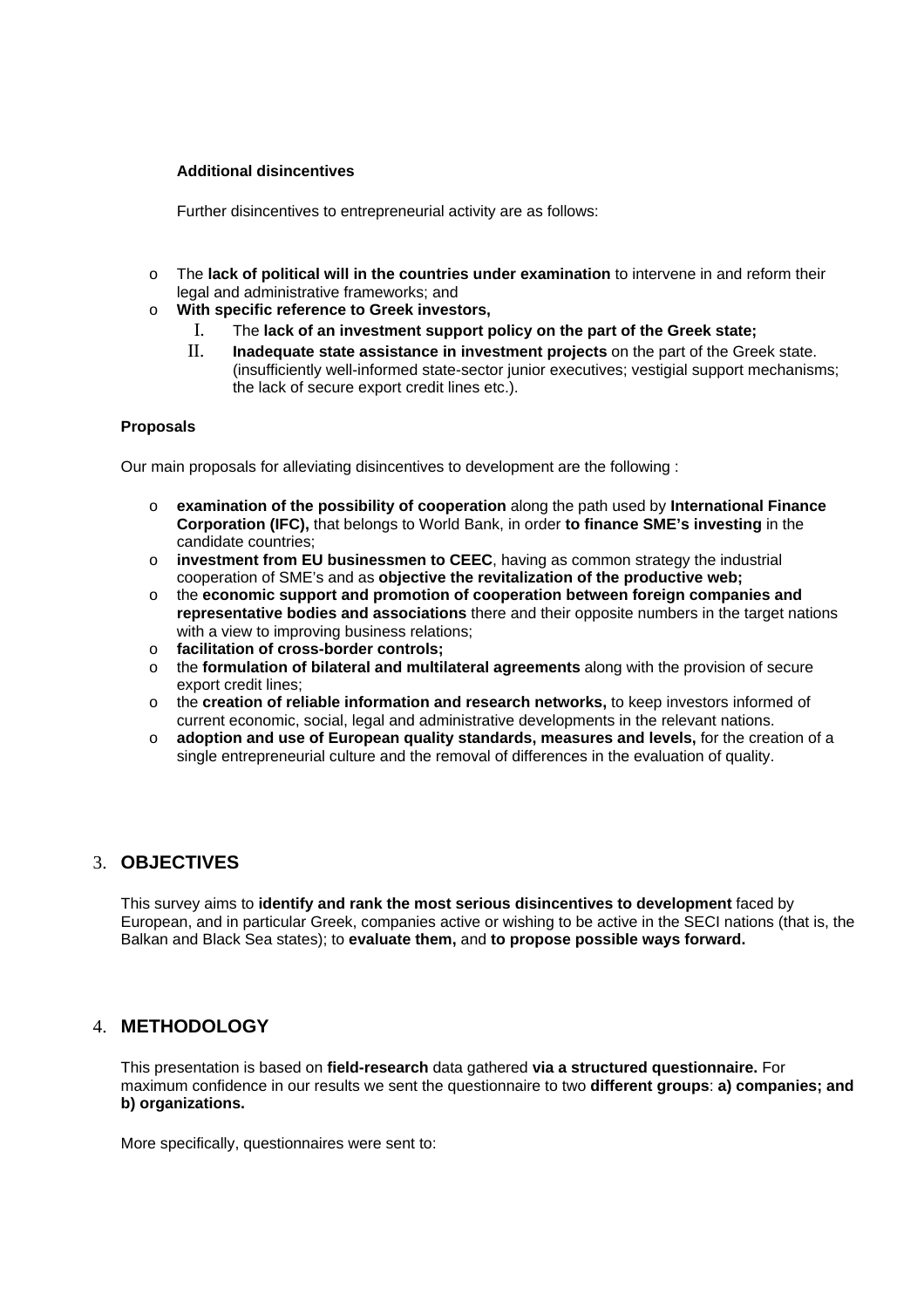**Additional disincentives**

Further disincentives to entrepreneurial activity are as follows:

- The **lack of political will in the countries under examination** to intervene in and reform their legal and administrative frameworks; and
- **With specific reference to Greek investors,**
    I. The **lack of an investment support policy on the part of the Greek state;**
    II. **Inadequate state assistance in investment projects** on the part of the Greek state. (insufficiently well-informed state-sector junior executives; vestigial support mechanisms; the lack of secure export credit lines etc.).

**Proposals**

Our main proposals for alleviating disincentives to development are the following :

- **examination of the possibility of cooperation** along the path used by **International Finance Corporation (IFC),** that belongs to World Bank, in order **to finance SME's investing** in the candidate countries;
- **investment from EU businessmen to CEEC**, having as common strategy the industrial cooperation of SME's and as **objective the revitalization of the productive web;**
- the **economic support and promotion of cooperation between foreign companies and representative bodies and associations** there and their opposite numbers in the target nations with a view to improving business relations;
- **facilitation of cross-border controls;**
- the **formulation of bilateral and multilateral agreements** along with the provision of secure export credit lines;
- the **creation of reliable information and research networks,** to keep investors informed of current economic, social, legal and administrative developments in the relevant nations.
- **adoption and use of European quality standards, measures and levels,** for the creation of a single entrepreneurial culture and the removal of differences in the evaluation of quality.

## 3. OBJECTIVES

This survey aims to **identify and rank the most serious disincentives to development** faced by European, and in particular Greek, companies active or wishing to be active in the SECI nations (that is, the Balkan and Black Sea states); to **evaluate them,** and **to propose possible ways forward.**

## 4. METHODOLOGY

This presentation is based on **field-research** data gathered **via a structured questionnaire.** For maximum confidence in our results we sent the questionnaire to two **different groups**: **a) companies; and b) organizations.**

More specifically, questionnaires were sent to: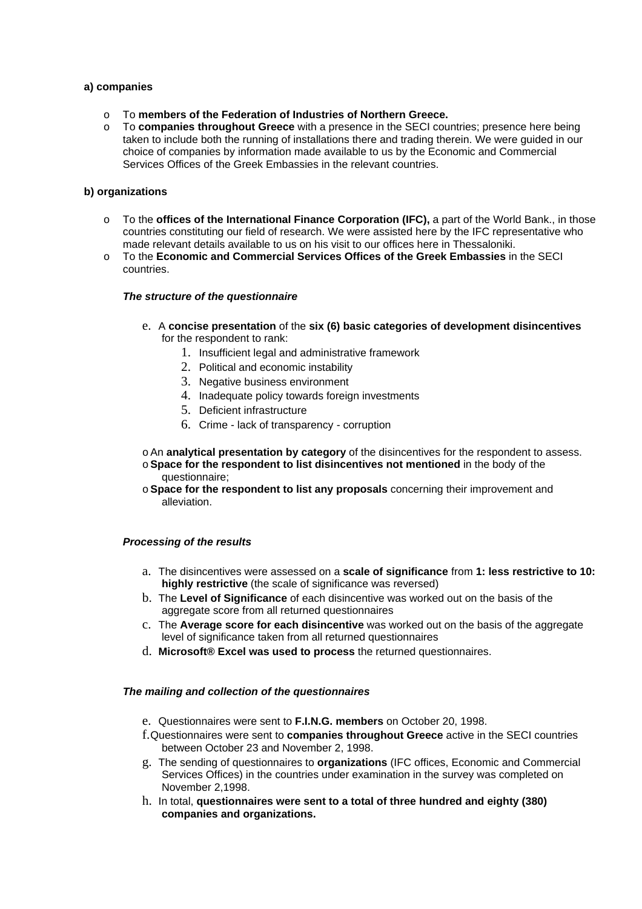**a) companies**

- To **members of the Federation of Industries of Northern Greece.**
- To **companies throughout Greece** with a presence in the SECI countries; presence here being taken to include both the running of installations there and trading therein. We were guided in our choice of companies by information made available to us by the Economic and Commercial Services Offices of the Greek Embassies in the relevant countries.

**b) organizations**

- To the **offices of the International Finance Corporation (IFC),** a part of the World Bank., in those countries constituting our field of research. We were assisted here by the IFC representative who made relevant details available to us on his visit to our offices here in Thessaloniki.
- To the **Economic and Commercial Services Offices of the Greek Embassies** in the SECI countries.

***The structure of the questionnaire***

e. A **concise presentation** of the **six (6) basic categories of development disincentives** for the respondent to rank:
    1. Insufficient legal and administrative framework
    2. Political and economic instability
    3. Negative business environment
    4. Inadequate policy towards foreign investments
    5. Deficient infrastructure
    6. Crime - lack of transparency - corruption

- An **analytical presentation by category** of the disincentives for the respondent to assess.
- **Space for the respondent to list disincentives not mentioned** in the body of the questionnaire;
- **Space for the respondent to list any proposals** concerning their improvement and alleviation.

***Processing of the results***

a. The disincentives were assessed on a **scale of significance** from **1: less restrictive to 10: highly restrictive** (the scale of significance was reversed)
b. The **Level of Significance** of each disincentive was worked out on the basis of the aggregate score from all returned questionnaires
c. The **Average score for each disincentive** was worked out on the basis of the aggregate level of significance taken from all returned questionnaires
d. **Microsoft® Excel was used to process** the returned questionnaires.

***The mailing and collection of the questionnaires***

e. Questionnaires were sent to **F.I.N.G. members** on October 20, 1998.
f. Questionnaires were sent to **companies throughout Greece** active in the SECI countries between October 23 and November 2, 1998.
g. The sending of questionnaires to **organizations** (IFC offices, Economic and Commercial Services Offices) in the countries under examination in the survey was completed on November 2,1998.
h. In total, **questionnaires were sent to a total of three hundred and eighty (380) companies and organizations.**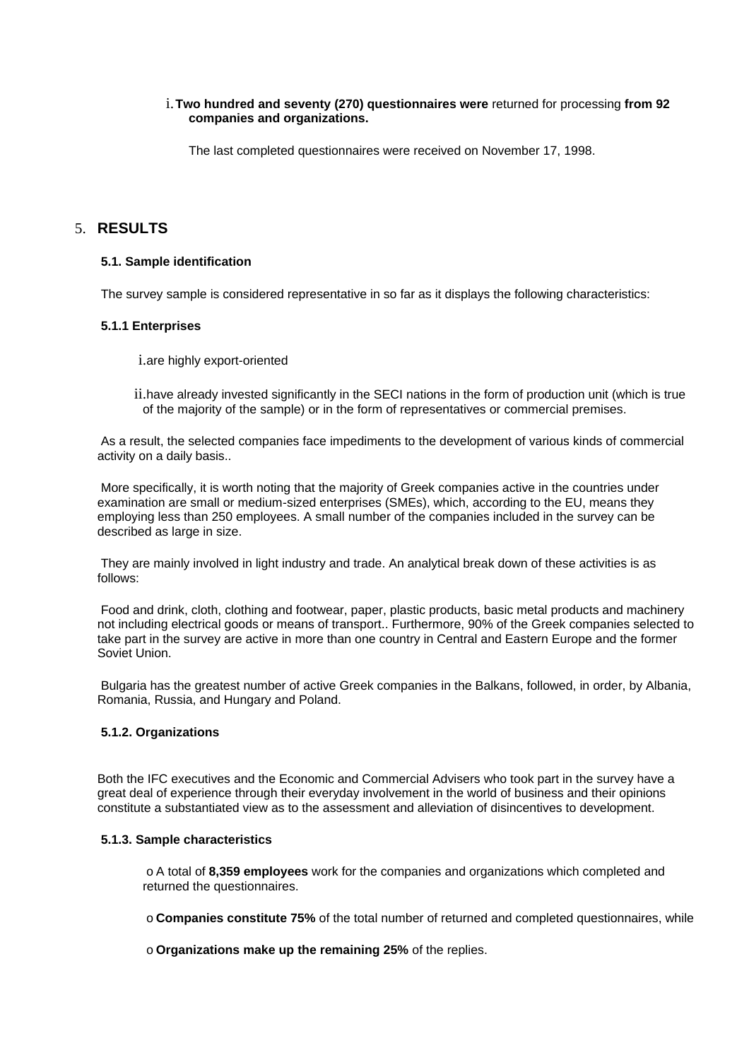i. **Two hundred and seventy (270) questionnaires were** returned for processing **from 92 companies and organizations.**

The last completed questionnaires were received on November 17, 1998.

# 5. RESULTS

## 5.1. Sample identification

The survey sample is considered representative in so far as it displays the following characteristics:

### 5.1.1 Enterprises

i. are highly export-oriented

ii. have already invested significantly in the SECI nations in the form of production unit (which is true of the majority of the sample) or in the form of representatives or commercial premises.

As a result, the selected companies face impediments to the development of various kinds of commercial activity on a daily basis..

More specifically, it is worth noting that the majority of Greek companies active in the countries under examination are small or medium-sized enterprises (SMEs), which, according to the EU, means they employing less than 250 employees. A small number of the companies included in the survey can be described as large in size.

They are mainly involved in light industry and trade. An analytical break down of these activities is as follows:

Food and drink, cloth, clothing and footwear, paper, plastic products, basic metal products and machinery not including electrical goods or means of transport.. Furthermore, 90% of the Greek companies selected to take part in the survey are active in more than one country in Central and Eastern Europe and the former Soviet Union.

Bulgaria has the greatest number of active Greek companies in the Balkans, followed, in order, by Albania, Romania, Russia, and Hungary and Poland.

### 5.1.2. Organizations

Both the IFC executives and the Economic and Commercial Advisers who took part in the survey have a great deal of experience through their everyday involvement in the world of business and their opinions constitute a substantiated view as to the assessment and alleviation of disincentives to development.

### 5.1.3. Sample characteristics

- A total of **8,359 employees** work for the companies and organizations which completed and returned the questionnaires.
- **Companies constitute 75%** of the total number of returned and completed questionnaires, while
- **Organizations make up the remaining 25%** of the replies.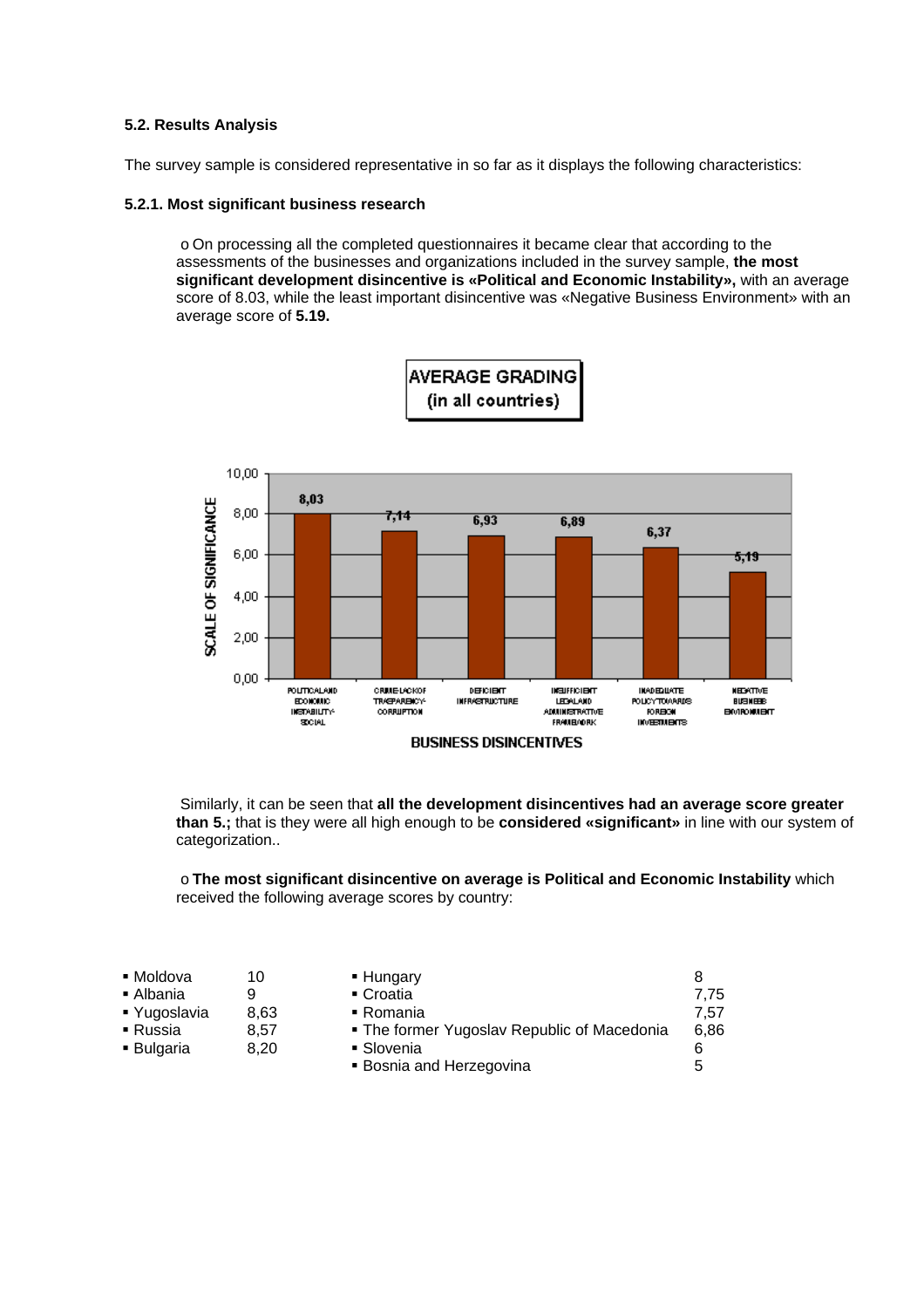### 5.2. Results Analysis

The survey sample is considered representative in so far as it displays the following characteristics:

#### 5.2.1. Most significant business research

- On processing all the completed questionnaires it became clear that according to the assessments of the businesses and organizations included in the survey sample, **the most significant development disincentive is «Political and Economic Instability»,** with an average score of 8.03, while the least important disincentive was «Negative Business Environment» with an average score of **5.19.**

**AVERAGE GRADING (in all countries)**

| BUSINESS DISINCENTIVES | SCALE OF SIGNIFICANCE |
|---|---|
| POLITICAL AND ECONOMIC INSTABILITY-SOCIAL | 8,03 |
| CRIME-LACK OF TRASPARENCY-CORRUPTION | 7,14 |
| DEFICIENT INFRASTRUCTURE | 6,93 |
| INSUFFICIENT LEGAL AND ADMINISTRATIVE FRAMEWORK | 6,89 |
| INADEQUATE POLICY TOWARDS FOREIGN INVESTMENTS | 6,37 |
| NEGATIVE BUSINESS ENVIRONMENT | 5,19 |

Similarly, it can be seen that **all the development disincentives had an average score greater than 5.;** that is they were all high enough to be **considered «significant»** in line with our system of categorization..

- **The most significant disincentive on average is Political and Economic Instability** which received the following average scores by country:

| Country | Score | Country | Score |
|---|---|---|---|
| Moldova | 10 | Hungary | 8 |
| Albania | 9 | Croatia | 7,75 |
| Yugoslavia | 8,63 | Romania | 7,57 |
| Russia | 8,57 | The former Yugoslav Republic of Macedonia | 6,86 |
| Bulgaria | 8,20 | Slovenia | 6 |
| | | Bosnia and Herzegovina | 5 |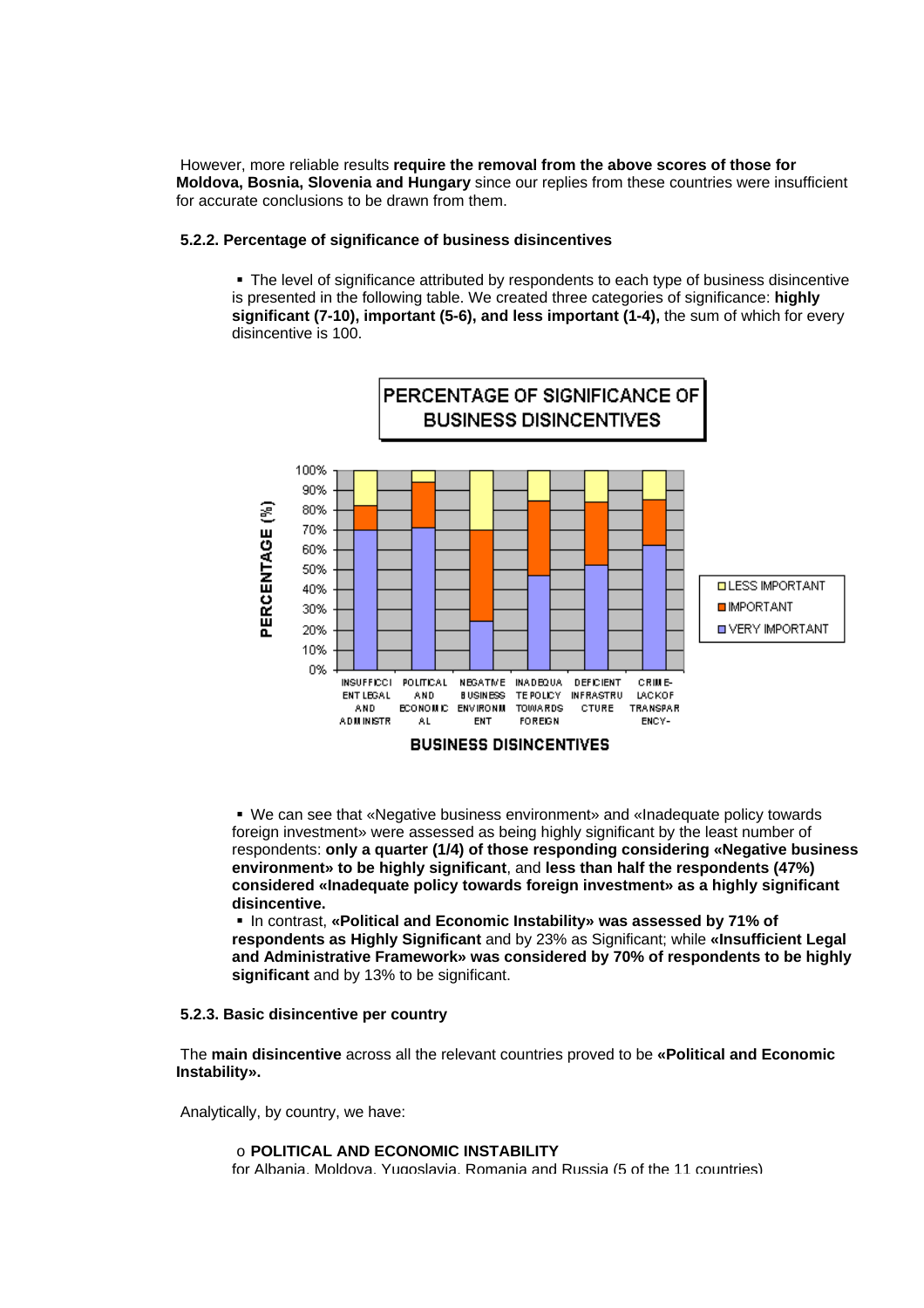However, more reliable results **require the removal from the above scores of those for Moldova, Bosnia, Slovenia and Hungary** since our replies from these countries were insufficient for accurate conclusions to be drawn from them.

### 5.2.2. Percentage of significance of business disincentives

- The level of significance attributed by respondents to each type of business disincentive is presented in the following table. We created three categories of significance: **highly significant (7-10), important (5-6), and less important (1-4),** the sum of which for every disincentive is 100.

- We can see that «Negative business environment» and «Inadequate policy towards foreign investment» were assessed as being highly significant by the least number of respondents: **only a quarter (1/4) of those responding considering «Negative business environment» to be highly significant**, and **less than half the respondents (47%) considered «Inadequate policy towards foreign investment» as a highly significant disincentive.**
- In contrast, **«Political and Economic Instability» was assessed by 71% of respondents as Highly Significant** and by 23% as Significant; while **«Insufficient Legal and Administrative Framework» was considered by 70% of respondents to be highly significant** and by 13% to be significant.

### 5.2.3. Basic disincentive per country

The **main disincentive** across all the relevant countries proved to be **«Political and Economic Instability».**

Analytically, by country, we have:

- **POLITICAL AND ECONOMIC INSTABILITY**
  for Albania, Moldova, Yugoslavia, Romania and Russia (5 of the 11 countries)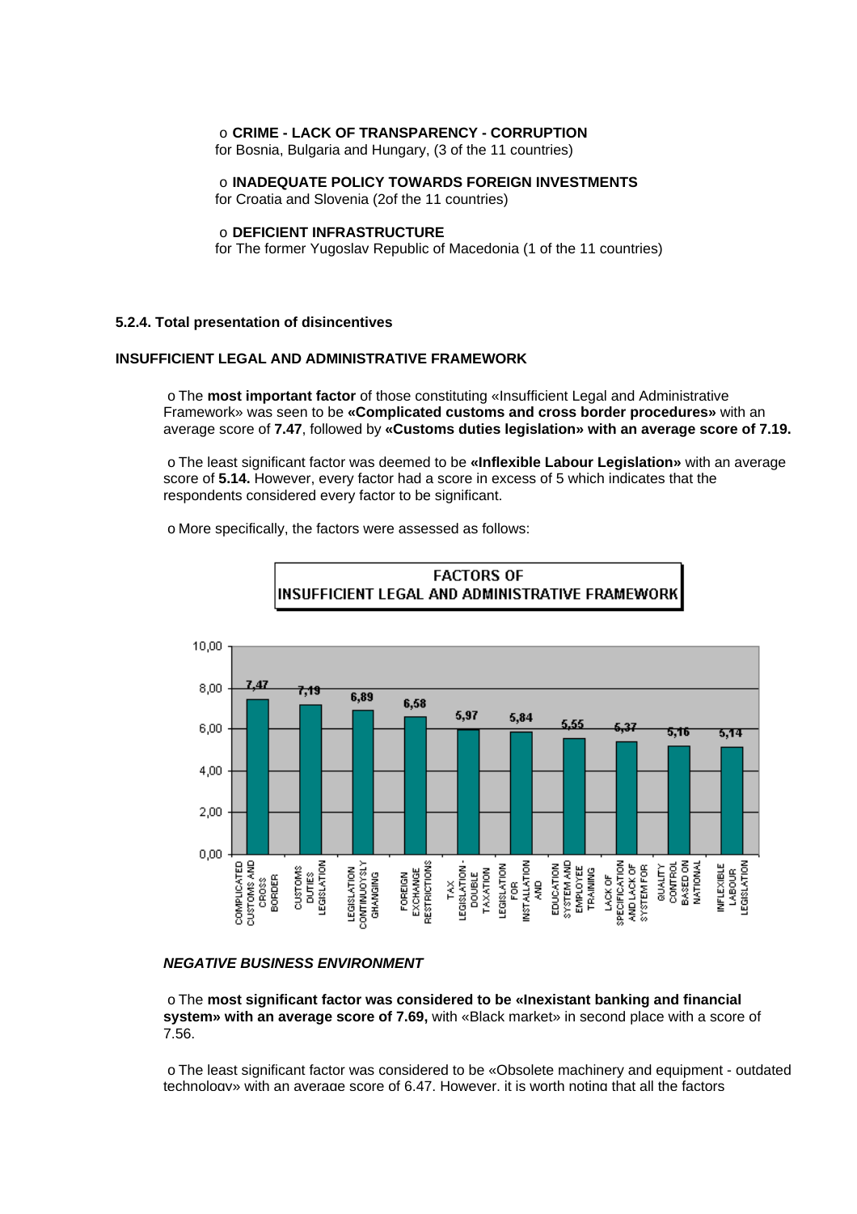- **CRIME - LACK OF TRANSPARENCY - CORRUPTION**
  for Bosnia, Bulgaria and Hungary, (3 of the 11 countries)

- **INADEQUATE POLICY TOWARDS FOREIGN INVESTMENTS**
  for Croatia and Slovenia (2of the 11 countries)

- **DEFICIENT INFRASTRUCTURE**
  for The former Yugoslav Republic of Macedonia (1 of the 11 countries)

#### 5.2.4. Total presentation of disincentives

**INSUFFICIENT LEGAL AND ADMINISTRATIVE FRAMEWORK**

- The **most important factor** of those constituting «Insufficient Legal and Administrative Framework» was seen to be **«Complicated customs and cross border procedures»** with an average score of **7.47**, followed by **«Customs duties legislation» with an average score of 7.19.**

- The least significant factor was deemed to be **«Inflexible Labour Legislation»** with an average score of **5.14.** However, every factor had a score in excess of 5 which indicates that the respondents considered every factor to be significant.

- More specifically, the factors were assessed as follows:

**FACTORS OF INSUFFICIENT LEGAL AND ADMINISTRATIVE FRAMEWORK**

| Factor | Score |
|---|---|
| COMPLICATED CUSTOMS AND CROSS BORDER | 7,47 |
| CUSTOMS DUTIES LEGISLATION | 7,19 |
| LEGISLATION CONTINUOUSLY CHANGING | 6,89 |
| FOREIGN EXCHANGE RESTRICTIONS | 6,58 |
| TAX LEGISLATION - DOUBLE TAXATION | 5,97 |
| LEGISLATION FOR INSTALLATION AND | 5,84 |
| EDUCATION SYSTEM AND EMPLOYEE TRAINING | 5,55 |
| LACK OF SPECIFICATION AND LACK OF SYSTEM FOR | 5,37 |
| QUALITY CONTROL BASED ON NATIONAL | 5,16 |
| INFLEXIBLE LABOUR LEGISLATION | 5,14 |

***NEGATIVE BUSINESS ENVIRONMENT***

- The **most significant factor was considered to be «Inexistant banking and financial system» with an average score of 7.69,** with «Black market» in second place with a score of 7.56.

- The least significant factor was considered to be «Obsolete machinery and equipment - outdated technology» with an average score of 6.47. However, it is worth noting that all the factors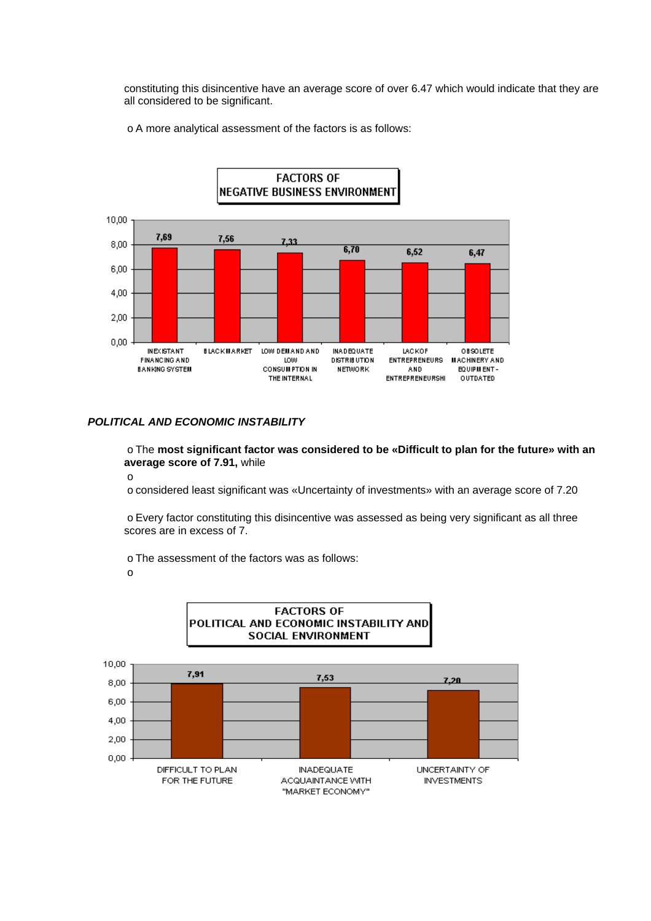constituting this disincentive have an average score of over 6.47 which would indicate that they are all considered to be significant.

- A more analytical assessment of the factors is as follows:

**FACTORS OF NEGATIVE BUSINESS ENVIRONMENT**

| Factor | Score |
| --- | --- |
| INEXISTANT FINANCING AND BANKING SYSTEM | 7,69 |
| BLACK MARKET | 7,56 |
| LOW DEMAND AND LOW CONSUMPTION IN THE INTERNAL | 7,33 |
| INADEQUATE DISTRIBUTION NETWORK | 6,70 |
| LACK OF ENTREPRENEURS AND ENTREPRENEURSHI | 6,52 |
| OBSOLETE MACHINERY AND EQUIPMENT - OUTDATED | 6,47 |

***POLITICAL AND ECONOMIC INSTABILITY***

- The **most significant factor was considered to be «Difficult to plan for the future» with an average score of 7.91,** while
- 
- considered least significant was «Uncertainty of investments» with an average score of 7.20

- Every factor constituting this disincentive was assessed as being very significant as all three scores are in excess of 7.

- The assessment of the factors was as follows:
- 

**FACTORS OF POLITICAL AND ECONOMIC INSTABILITY AND SOCIAL ENVIRONMENT**

| Factor | Score |
| --- | --- |
| DIFFICULT TO PLAN FOR THE FUTURE | 7,91 |
| INADEQUATE ACQUAINTANCE WITH "MARKET ECONOMY" | 7,53 |
| UNCERTAINTY OF INVESTMENTS | 7,20 |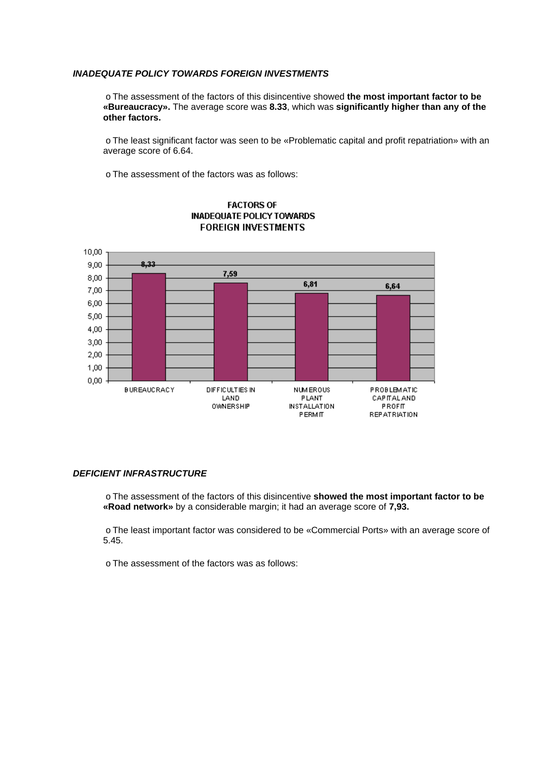***INADEQUATE POLICY TOWARDS FOREIGN INVESTMENTS***

- The assessment of the factors of this disincentive showed **the most important factor to be «Bureaucracy».** The average score was **8.33**, which was **significantly higher than any of the other factors.**

- The least significant factor was seen to be «Problematic capital and profit repatriation» with an average score of 6.64.

- The assessment of the factors was as follows:

**FACTORS OF INADEQUATE POLICY TOWARDS FOREIGN INVESTMENTS**

| Factor | Score |
| --- | --- |
| BUREAUCRACY | 8,33 |
| DIFFICULTIES IN LAND OWNERSHIP | 7,59 |
| NUMEROUS PLANT INSTALLATION PERMIT | 6,81 |
| PROBLEMATIC CAPITAL AND PROFIT REPATRIATION | 6,64 |

***DEFICIENT INFRASTRUCTURE***

- The assessment of the factors of this disincentive **showed the most important factor to be «Road network»** by a considerable margin; it had an average score of **7,93.**

- The least important factor was considered to be «Commercial Ports» with an average score of 5.45.

- The assessment of the factors was as follows: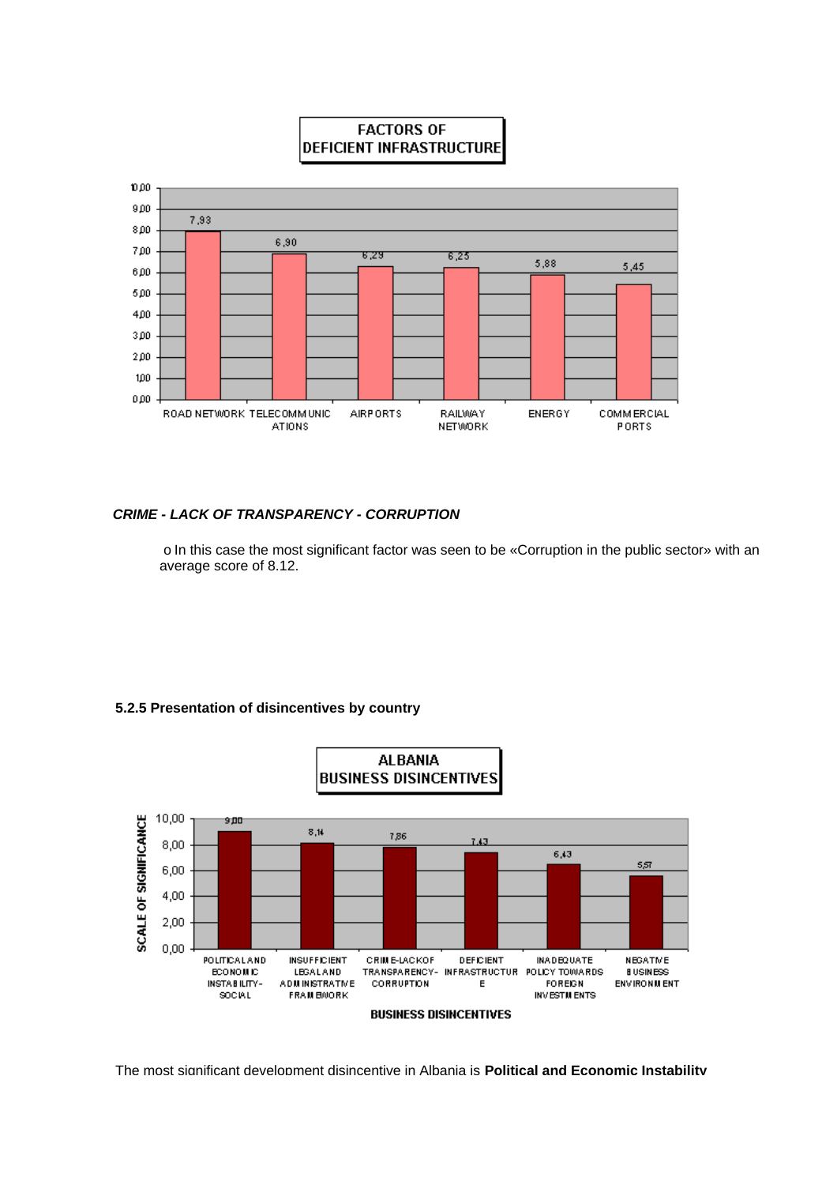**FACTORS OF DEFICIENT INFRASTRUCTURE**

| Factor | Score |
|---|---|
| ROAD NETWORK | 7,93 |
| TELECOMMUNICATIONS | 6,90 |
| AIRPORTS | 6,29 |
| RAILWAY NETWORK | 6,25 |
| ENERGY | 5,88 |
| COMMERCIAL PORTS | 5,45 |

***CRIME - LACK OF TRANSPARENCY - CORRUPTION***

o In this case the most significant factor was seen to be «Corruption in the public sector» with an average score of 8.12.

#### 5.2.5 Presentation of disincentives by country

**ALBANIA BUSINESS DISINCENTIVES**

| BUSINESS DISINCENTIVES | SCALE OF SIGNIFICANCE |
|---|---|
| POLITICAL AND ECONOMIC INSTABILITY-SOCIAL | 9,00 |
| INSUFFICIENT LEGAL AND ADMINISTRATIVE FRAMEWORK | 8,14 |
| CRIME-LACK OF TRANSPARENCY-CORRUPTION | 7,86 |
| DEFICIENT INFRASTRUCTURE | 7,43 |
| INADEQUATE POLICY TOWARDS FOREIGN INVESTMENTS | 6,43 |
| NEGATIVE BUSINESS ENVIRONMENT | 5,57 |

The most significant development disincentive in Albania is **Political and Economic Instability**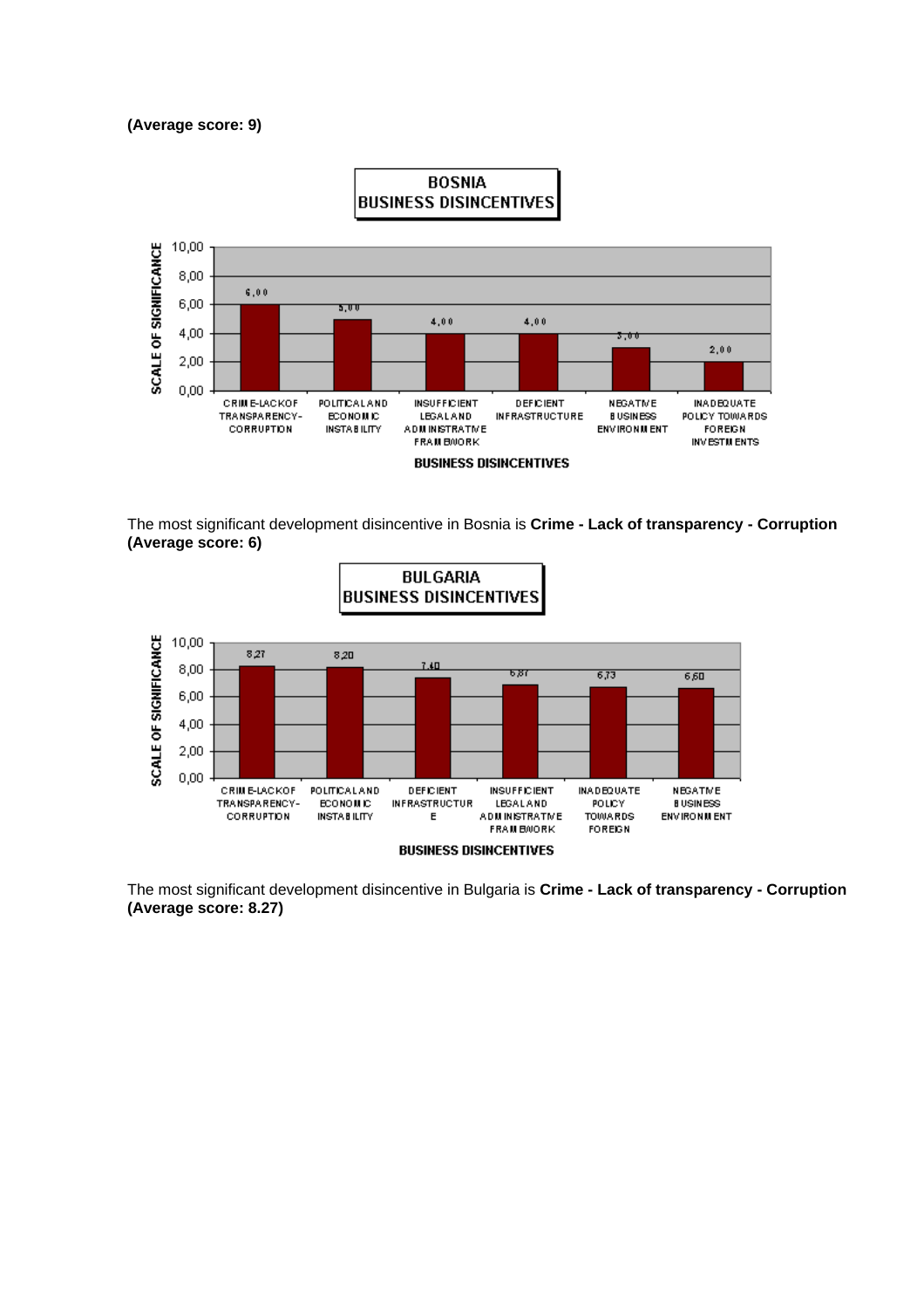**(Average score: 9)**

**BOSNIA BUSINESS DISINCENTIVES**

| Business disincentives | Scale of significance |
|---|---|
| CRIME-LACK OF TRANSPARENCY-CORRUPTION | 6,00 |
| POLITICAL AND ECONOMIC INSTABILITY | 5,00 |
| INSUFFICIENT LEGAL AND ADMINISTRATIVE FRAMEWORK | 4,00 |
| DEFICIENT INFRASTRUCTURE | 4,00 |
| NEGATIVE BUSINESS ENVIRONMENT | 3,00 |
| INADEQUATE POLICY TOWARDS FOREIGN INVESTMENTS | 2,00 |

The most significant development disincentive in Bosnia is **Crime - Lack of transparency - Corruption (Average score: 6)**

**BULGARIA BUSINESS DISINCENTIVES**

| Business disincentives | Scale of significance |
|---|---|
| CRIME-LACK OF TRANSPARENCY-CORRUPTION | 8,27 |
| POLITICAL AND ECONOMIC INSTABILITY | 8,20 |
| DEFICIENT INFRASTRUCTURE | 7,40 |
| INSUFFICIENT LEGAL AND ADMINISTRATIVE FRAMEWORK | 6,87 |
| INADEQUATE POLICY TOWARDS FOREIGN | 6,73 |
| NEGATIVE BUSINESS ENVIRONMENT | 6,60 |

The most significant development disincentive in Bulgaria is **Crime - Lack of transparency - Corruption (Average score: 8.27)**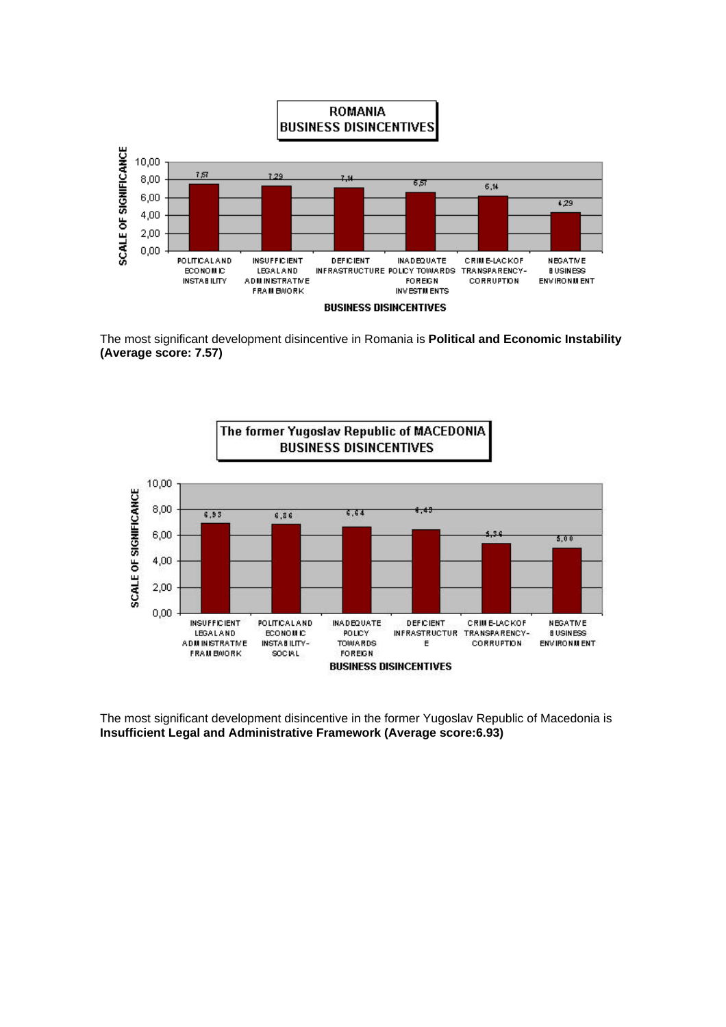**ROMANIA BUSINESS DISINCENTIVES**

| Business disincentive | Scale of significance |
| --- | --- |
| POLITICAL AND ECONOMIC INSTABILITY | 7,57 |
| INSUFFICIENT LEGAL AND ADMINISTRATIVE FRAMEWORK | 7,29 |
| DEFICIENT INFRASTRUCTURE | 7,14 |
| INADEQUATE POLICY TOWARDS FOREIGN INVESTMENTS | 6,57 |
| CRIME-LACK OF TRANSPARENCY-CORRUPTION | 6,14 |
| NEGATIVE BUSINESS ENVIRONMENT | 4,29 |

The most significant development disincentive in Romania is **Political and Economic Instability (Average score: 7.57)**

**The former Yugoslav Republic of MACEDONIA BUSINESS DISINCENTIVES**

| Business disincentive | Scale of significance |
| --- | --- |
| INSUFFICIENT LEGAL AND ADMINISTRATIVE FRAMEWORK | 6,93 |
| POLITICAL AND ECONOMIC INSTABILITY-SOCIAL | 6,86 |
| INADEQUATE POLICY TOWARDS FOREIGN | 6,64 |
| DEFICIENT INFRASTRUCTURE | 6,43 |
| CRIME-LACK OF TRANSPARENCY-CORRUPTION | 5,36 |
| NEGATIVE BUSINESS ENVIRONMENT | 5,00 |

The most significant development disincentive in the former Yugoslav Republic of Macedonia is **Insufficient Legal and Administrative Framework (Average score:6.93)**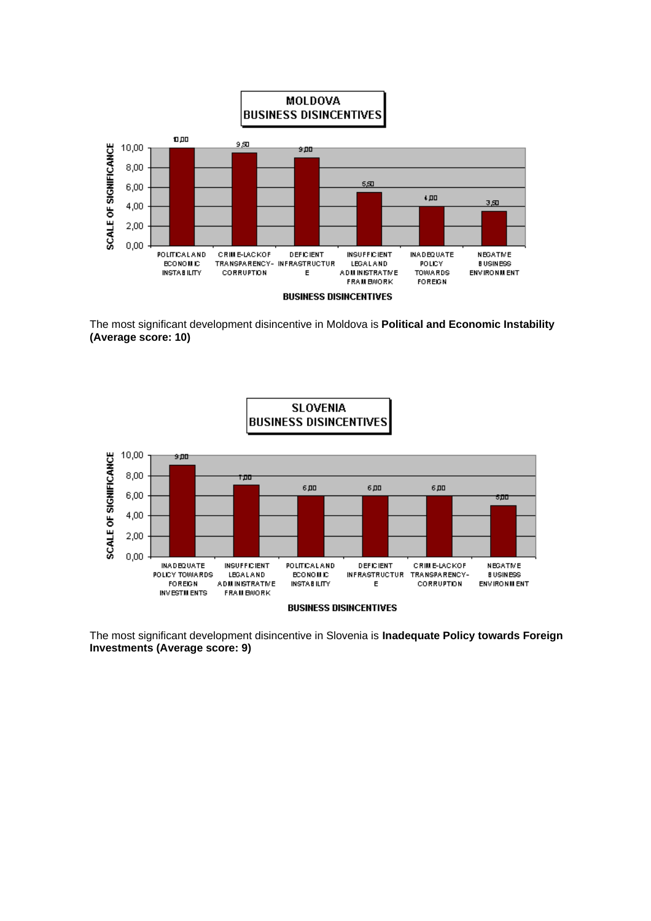**MOLDOVA BUSINESS DISINCENTIVES**

| Business disincentive | Scale of significance |
| --- | --- |
| POLITICAL AND ECONOMIC INSTABILITY | 10,00 |
| CRIME-LACK OF TRANSPARENCY-CORRUPTION | 9,50 |
| DEFICIENT INFRASTRUCTURE | 9,00 |
| INSUFFICIENT LEGAL AND ADMINISTRATIVE FRAMEWORK | 5,50 |
| INADEQUATE POLICY TOWARDS FOREIGN | 4,00 |
| NEGATIVE BUSINESS ENVIRONMENT | 3,50 |

The most significant development disincentive in Moldova is **Political and Economic Instability (Average score: 10)**

**SLOVENIA BUSINESS DISINCENTIVES**

| Business disincentive | Scale of significance |
| --- | --- |
| INADEQUATE POLICY TOWARDS FOREIGN INVESTMENTS | 9,00 |
| INSUFFICIENT LEGAL AND ADMINISTRATIVE FRAMEWORK | 7,00 |
| POLITICAL AND ECONOMIC INSTABILITY | 6,00 |
| DEFICIENT INFRASTRUCTURE | 6,00 |
| CRIME-LACK OF TRANSPARENCY-CORRUPTION | 6,00 |
| NEGATIVE BUSINESS ENVIRONMENT | 5,00 |

The most significant development disincentive in Slovenia is **Inadequate Policy towards Foreign Investments (Average score: 9)**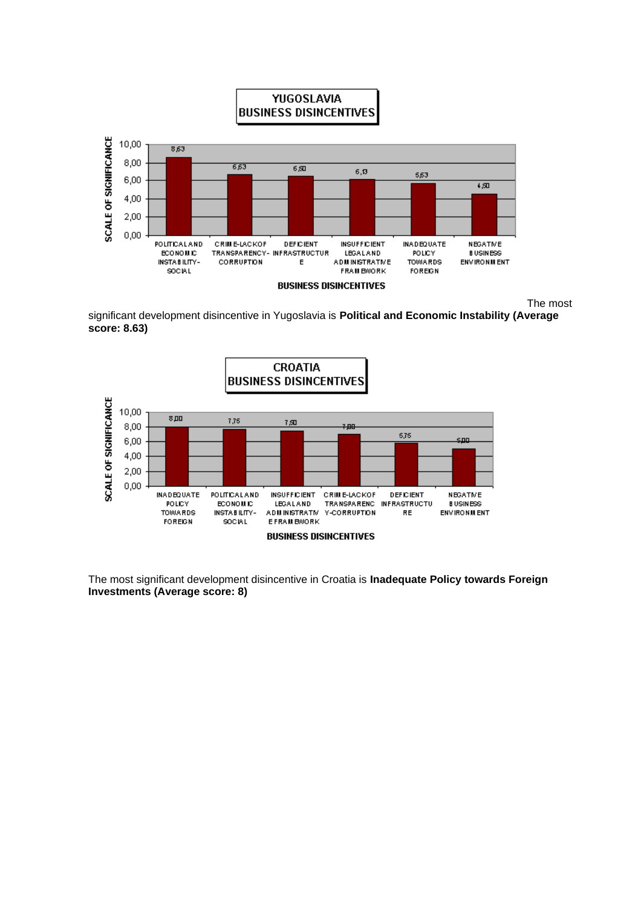**YUGOSLAVIA BUSINESS DISINCENTIVES**

| BUSINESS DISINCENTIVES | SCALE OF SIGNIFICANCE |
|---|---|
| POLITICAL AND ECONOMIC INSTABILITY-SOCIAL | 8,63 |
| CRIME-LACK OF TRANSPARENCY-CORRUPTION | 6,63 |
| DEFICIENT INFRASTRUCTURE | 6,50 |
| INSUFFICIENT LEGAL AND ADMINISTRATIVE FRAMEWORK | 6,13 |
| INADEQUATE POLICY TOWARDS FOREIGN | 5,63 |
| NEGATIVE BUSINESS ENVIRONMENT | 4,50 |

The most significant development disincentive in Yugoslavia is **Political and Economic Instability (Average score: 8.63)**

**CROATIA BUSINESS DISINCENTIVES**

| BUSINESS DISINCENTIVES | SCALE OF SIGNIFICANCE |
|---|---|
| INADEQUATE POLICY TOWARDS FOREIGN | 8,00 |
| POLITICAL AND ECONOMIC INSTABILITY-SOCIAL | 7,75 |
| INSUFFICIENT LEGAL AND ADMINISTRATIVE FRAMEWORK | 7,50 |
| CRIME-LACK OF TRANSPARENCY-CORRUPTION | 7,00 |
| DEFICIENT INFRASTRUCTURE | 5,75 |
| NEGATIVE BUSINESS ENVIRONMENT | 5,00 |

The most significant development disincentive in Croatia is **Inadequate Policy towards Foreign Investments (Average score: 8)**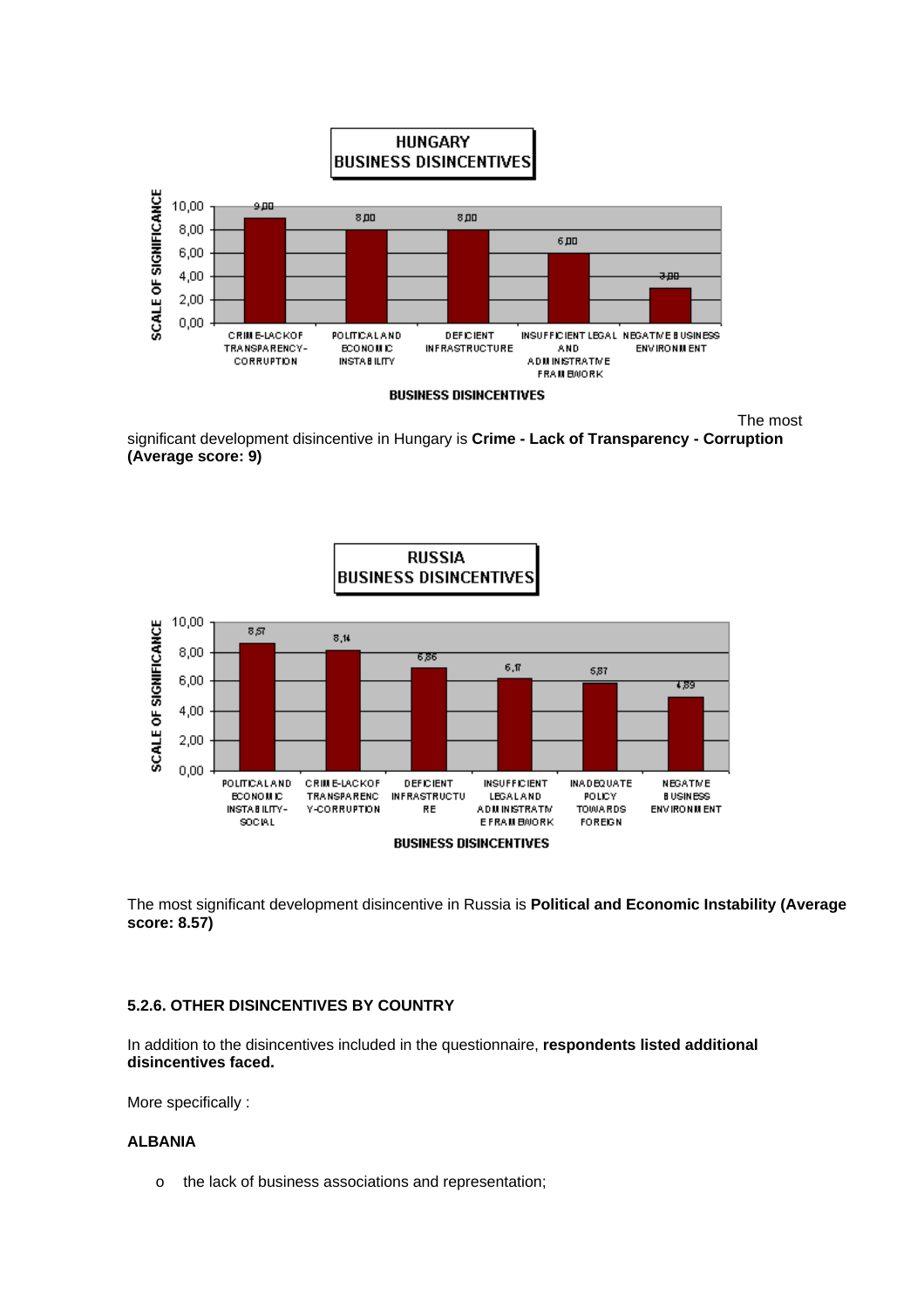**HUNGARY BUSINESS DISINCENTIVES**

| BUSINESS DISINCENTIVES | SCALE OF SIGNIFICANCE |
|---|---|
| CRIME-LACK OF TRANSPARENCY-CORRUPTION | 9,00 |
| POLITICAL AND ECONOMIC INSTABILITY | 8,00 |
| DEFICIENT INFRASTRUCTURE | 8,00 |
| INSUFFICIENT LEGAL AND ADMINISTRATIVE FRAMEWORK | 6,00 |
| NEGATIVE BUSINESS ENVIRONMENT | 3,00 |

The most significant development disincentive in Hungary is **Crime - Lack of Transparency - Corruption (Average score: 9)**

**RUSSIA BUSINESS DISINCENTIVES**

| BUSINESS DISINCENTIVES | SCALE OF SIGNIFICANCE |
|---|---|
| POLITICAL AND ECONOMIC INSTABILITY-SOCIAL | 8,57 |
| CRIME-LACK OF TRANSPARENCY-CORRUPTION | 8,14 |
| DEFICIENT INFRASTRUCTURE | 6,86 |
| INSUFFICIENT LEGAL AND ADMINISTRATIVE FRAMEWORK | 6,17 |
| INADEQUATE POLICY TOWARDS FOREIGN | 5,87 |
| NEGATIVE BUSINESS ENVIRONMENT | 4,89 |

The most significant development disincentive in Russia is **Political and Economic Instability (Average score: 8.57)**

#### 5.2.6. OTHER DISINCENTIVES BY COUNTRY

In addition to the disincentives included in the questionnaire, **respondents listed additional disincentives faced.**

More specifically :

**ALBANIA**

- the lack of business associations and representation;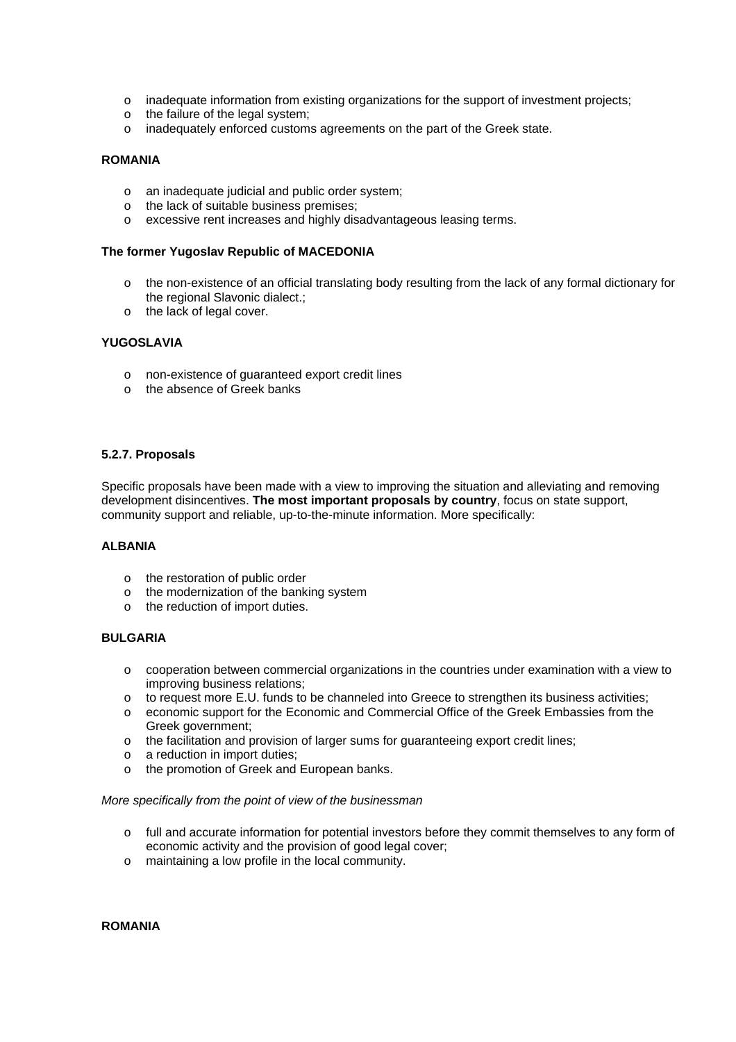- inadequate information from existing organizations for the support of investment projects;
- the failure of the legal system;
- inadequately enforced customs agreements on the part of the Greek state.

**ROMANIA**

- an inadequate judicial and public order system;
- the lack of suitable business premises;
- excessive rent increases and highly disadvantageous leasing terms.

**The former Yugoslav Republic of MACEDONIA**

- the non-existence of an official translating body resulting from the lack of any formal dictionary for the regional Slavonic dialect.;
- the lack of legal cover.

**YUGOSLAVIA**

- non-existence of guaranteed export credit lines
- the absence of Greek banks

#### 5.2.7. Proposals

Specific proposals have been made with a view to improving the situation and alleviating and removing development disincentives. **The most important proposals by country**, focus on state support, community support and reliable, up-to-the-minute information. More specifically:

**ALBANIA**

- the restoration of public order
- the modernization of the banking system
- the reduction of import duties.

**BULGARIA**

- cooperation between commercial organizations in the countries under examination with a view to improving business relations;
- to request more E.U. funds to be channeled into Greece to strengthen its business activities;
- economic support for the Economic and Commercial Office of the Greek Embassies from the Greek government;
- the facilitation and provision of larger sums for guaranteeing export credit lines;
- a reduction in import duties;
- the promotion of Greek and European banks.

*More specifically from the point of view of the businessman*

- full and accurate information for potential investors before they commit themselves to any form of economic activity and the provision of good legal cover;
- maintaining a low profile in the local community.

**ROMANIA**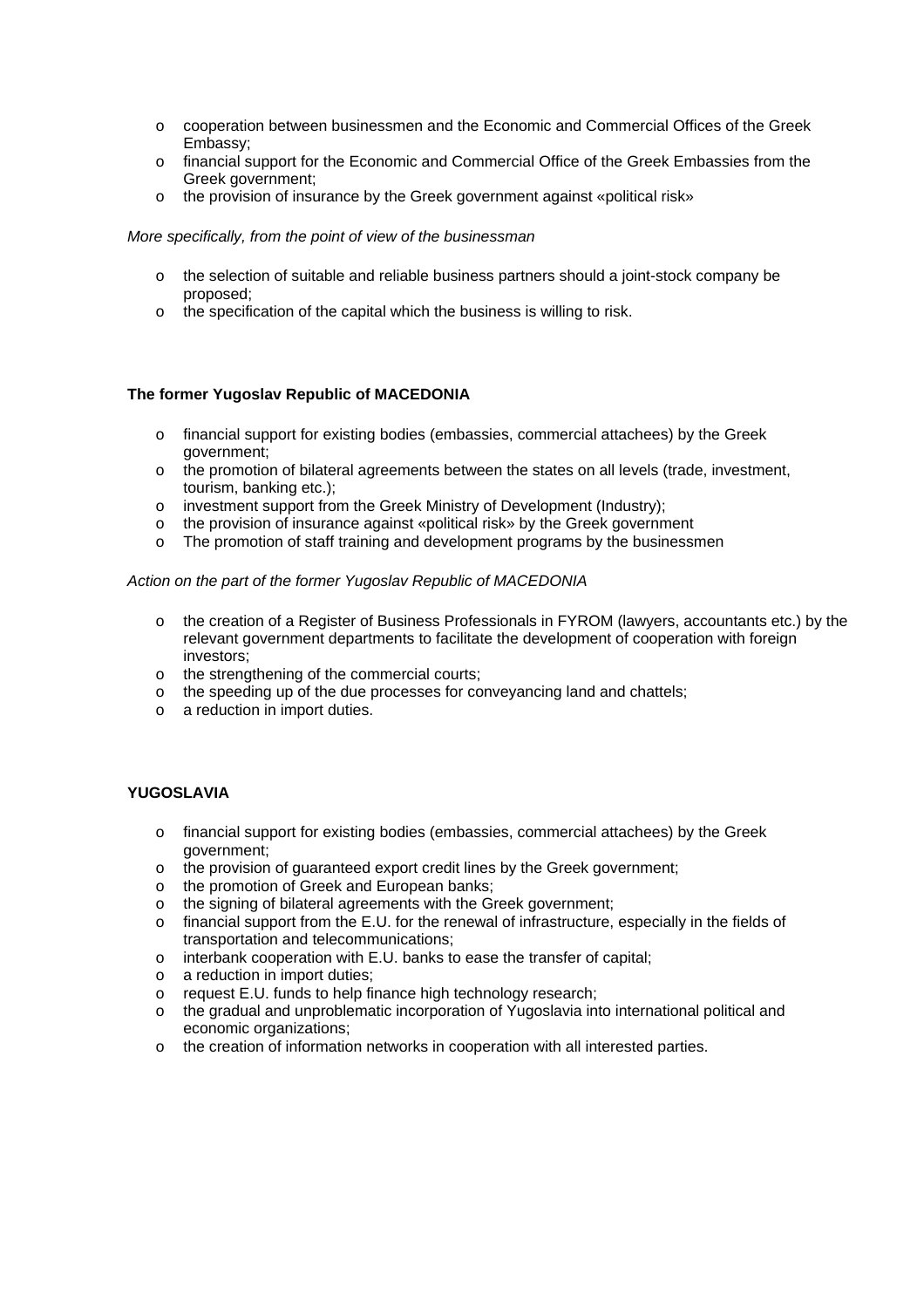- cooperation between businessmen and the Economic and Commercial Offices of the Greek Embassy;
- financial support for the Economic and Commercial Office of the Greek Embassies from the Greek government;
- the provision of insurance by the Greek government against «political risk»

*More specifically, from the point of view of the businessman*

- the selection of suitable and reliable business partners should a joint-stock company be proposed;
- the specification of the capital which the business is willing to risk.

**The former Yugoslav Republic of MACEDONIA**

- financial support for existing bodies (embassies, commercial attachees) by the Greek government;
- the promotion of bilateral agreements between the states on all levels (trade, investment, tourism, banking etc.);
- investment support from the Greek Ministry of Development (Industry);
- the provision of insurance against «political risk» by the Greek government
- The promotion of staff training and development programs by the businessmen

*Action on the part of the former Yugoslav Republic of MACEDONIA*

- the creation of a Register of Business Professionals in FYROM (lawyers, accountants etc.) by the relevant government departments to facilitate the development of cooperation with foreign investors;
- the strengthening of the commercial courts;
- the speeding up of the due processes for conveyancing land and chattels;
- a reduction in import duties.

**YUGOSLAVIA**

- financial support for existing bodies (embassies, commercial attachees) by the Greek government;
- the provision of guaranteed export credit lines by the Greek government;
- the promotion of Greek and European banks;
- the signing of bilateral agreements with the Greek government;
- financial support from the E.U. for the renewal of infrastructure, especially in the fields of transportation and telecommunications;
- interbank cooperation with E.U. banks to ease the transfer of capital;
- a reduction in import duties;
- request E.U. funds to help finance high technology research;
- the gradual and unproblematic incorporation of Yugoslavia into international political and economic organizations;
- the creation of information networks in cooperation with all interested parties.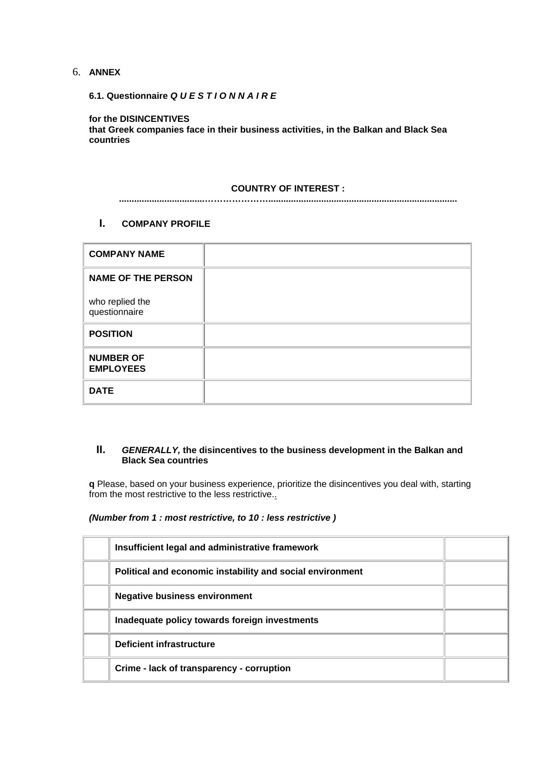6. **ANNEX**

**6.1. Questionnaire *Q U E S T I O N N A I R E***

**for the DISINCENTIVES**
**that Greek companies face in their business activities, in the Balkan and Black Sea countries**

**COUNTRY OF INTEREST :**
**...............................………………..........................................................................**

## I. COMPANY PROFILE

| | |
|---|---|
| **COMPANY NAME** | |
| **NAME OF THE PERSON**<br><br>who replied the questionnaire | |
| **POSITION** | |
| **NUMBER OF EMPLOYEES** | |
| **DATE** | |

## II. *GENERALLY,* the disincentives to the business development in the Balkan and Black Sea countries

**q** Please, based on your business experience, prioritize the disincentives you deal with, starting from the most restrictive to the less restrictive..

***(Number from 1 : most restrictive, to 10 : less restrictive )***

| | | |
|---|---|---|
| | **Insufficient legal and administrative framework** | |
| | **Political and economic instability and social environment** | |
| | **Negative business environment** | |
| | **Inadequate policy towards foreign investments** | |
| | **Deficient infrastructure** | |
| | **Crime - lack of transparency - corruption** | |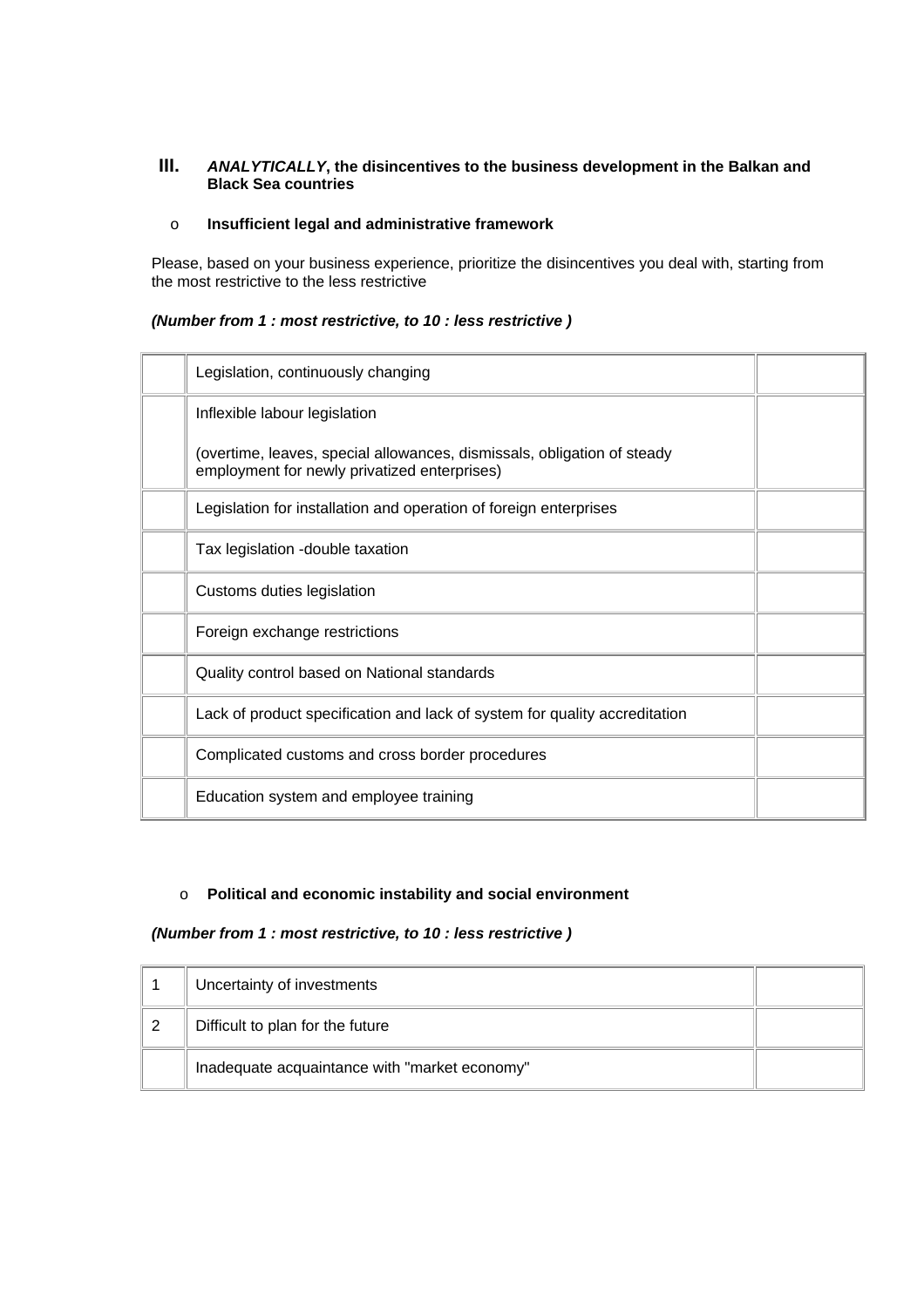## III. ***ANALYTICALLY*, the disincentives to the business development in the Balkan and Black Sea countries**

- **Insufficient legal and administrative framework**

Please, based on your business experience, prioritize the disincentives you deal with, starting from the most restrictive to the less restrictive

***(Number from 1 : most restrictive, to 10 : less restrictive )***

| | | |
|---|---|---|
| | Legislation, continuously changing | |
| | Inflexible labour legislation<br><br>(overtime, leaves, special allowances, dismissals, obligation of steady employment for newly privatized enterprises) | |
| | Legislation for installation and operation of foreign enterprises | |
| | Tax legislation -double taxation | |
| | Customs duties legislation | |
| | Foreign exchange restrictions | |
| | Quality control based on National standards | |
| | Lack of product specification and lack of system for quality accreditation | |
| | Complicated customs and cross border procedures | |
| | Education system and employee training | |

- **Political and economic instability and social environment**

***(Number from 1 : most restrictive, to 10 : less restrictive )***

| | | |
|---|---|---|
| 1 | Uncertainty of investments | |
| 2 | Difficult to plan for the future | |
| | Inadequate acquaintance with "market economy" | |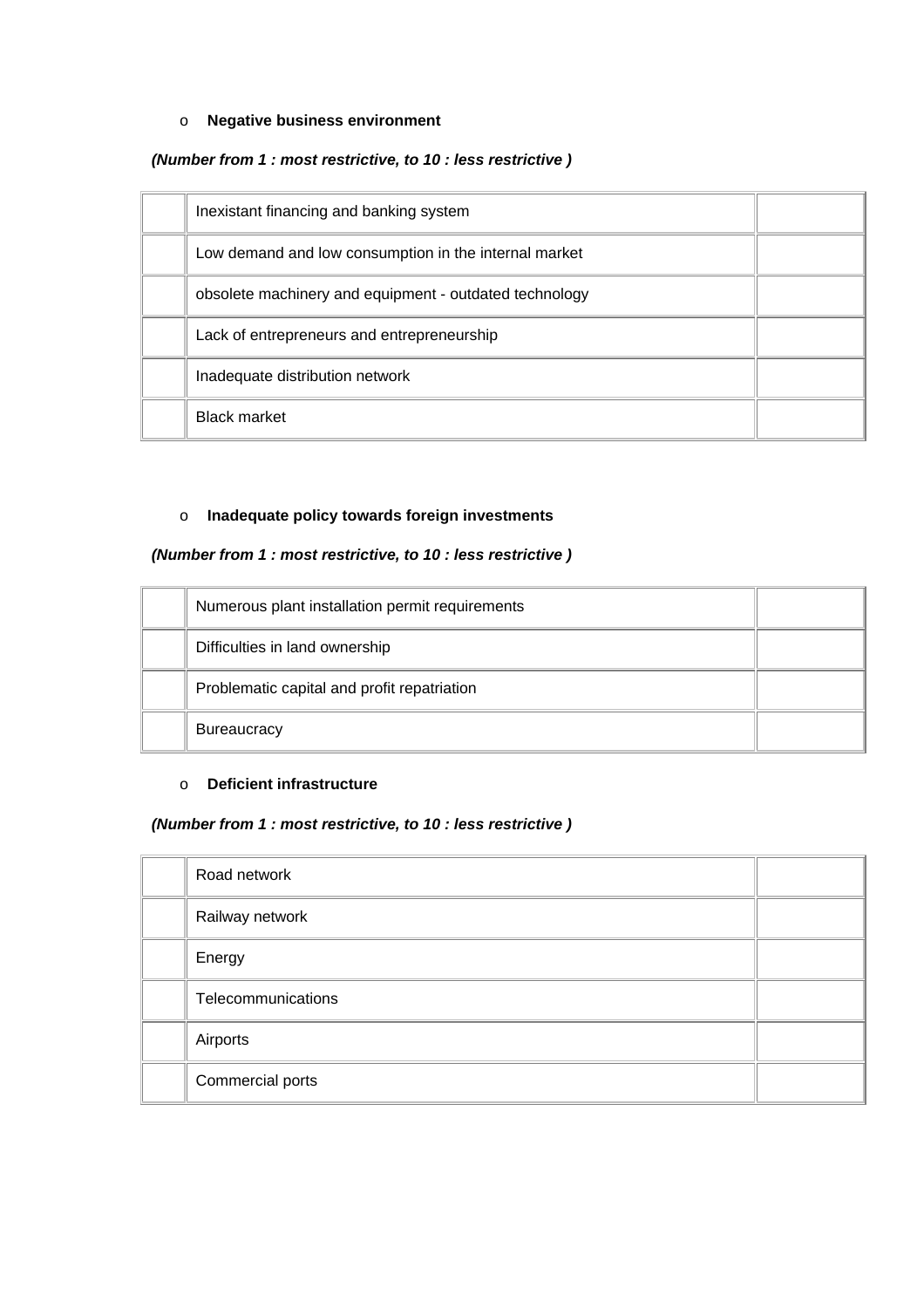- **Negative business environment**

***(Number from 1 : most restrictive, to 10 : less restrictive )***

| | | |
|---|---|---|
| | Inexistant financing and banking system | |
| | Low demand and low consumption in the internal market | |
| | obsolete machinery and equipment - outdated technology | |
| | Lack of entrepreneurs and entrepreneurship | |
| | Inadequate distribution network | |
| | Black market | |

- **Inadequate policy towards foreign investments**

***(Number from 1 : most restrictive, to 10 : less restrictive )***

| | | |
|---|---|---|
| | Numerous plant installation permit requirements | |
| | Difficulties in land ownership | |
| | Problematic capital and profit repatriation | |
| | Bureaucracy | |

- **Deficient infrastructure**

***(Number from 1 : most restrictive, to 10 : less restrictive )***

| | | |
|---|---|---|
| | Road network | |
| | Railway network | |
| | Energy | |
| | Telecommunications | |
| | Airports | |
| | Commercial ports | |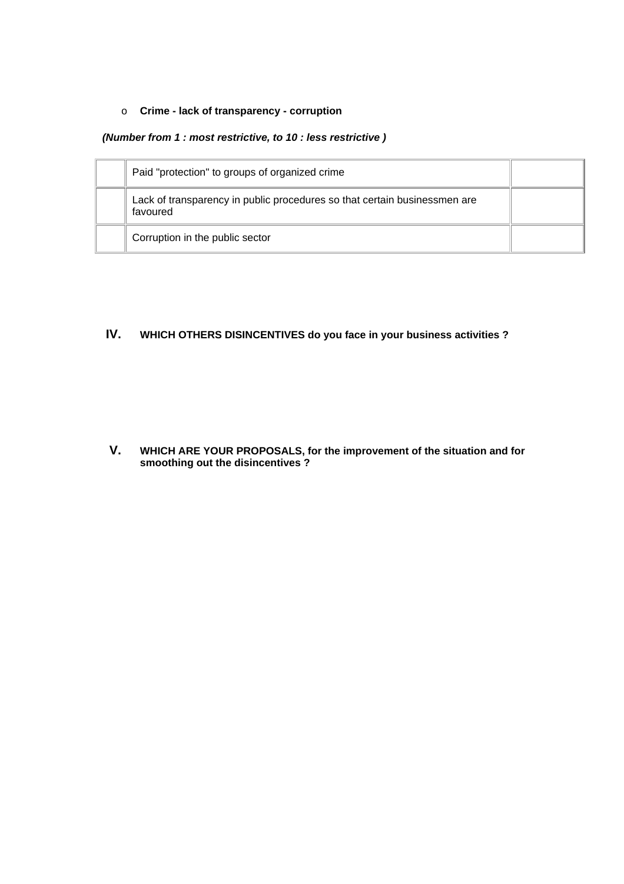- **Crime - lack of transparency - corruption**

***(Number from 1 : most restrictive, to 10 : less restrictive )***

| | | |
|---|---|---|
| | Paid "protection" to groups of organized crime | |
| | Lack of transparency in public procedures so that certain businessmen are favoured | |
| | Corruption in the public sector | |

## IV. WHICH OTHERS DISINCENTIVES do you face in your business activities ?

## V. WHICH ARE YOUR PROPOSALS, for the improvement of the situation and for smoothing out the disincentives ?